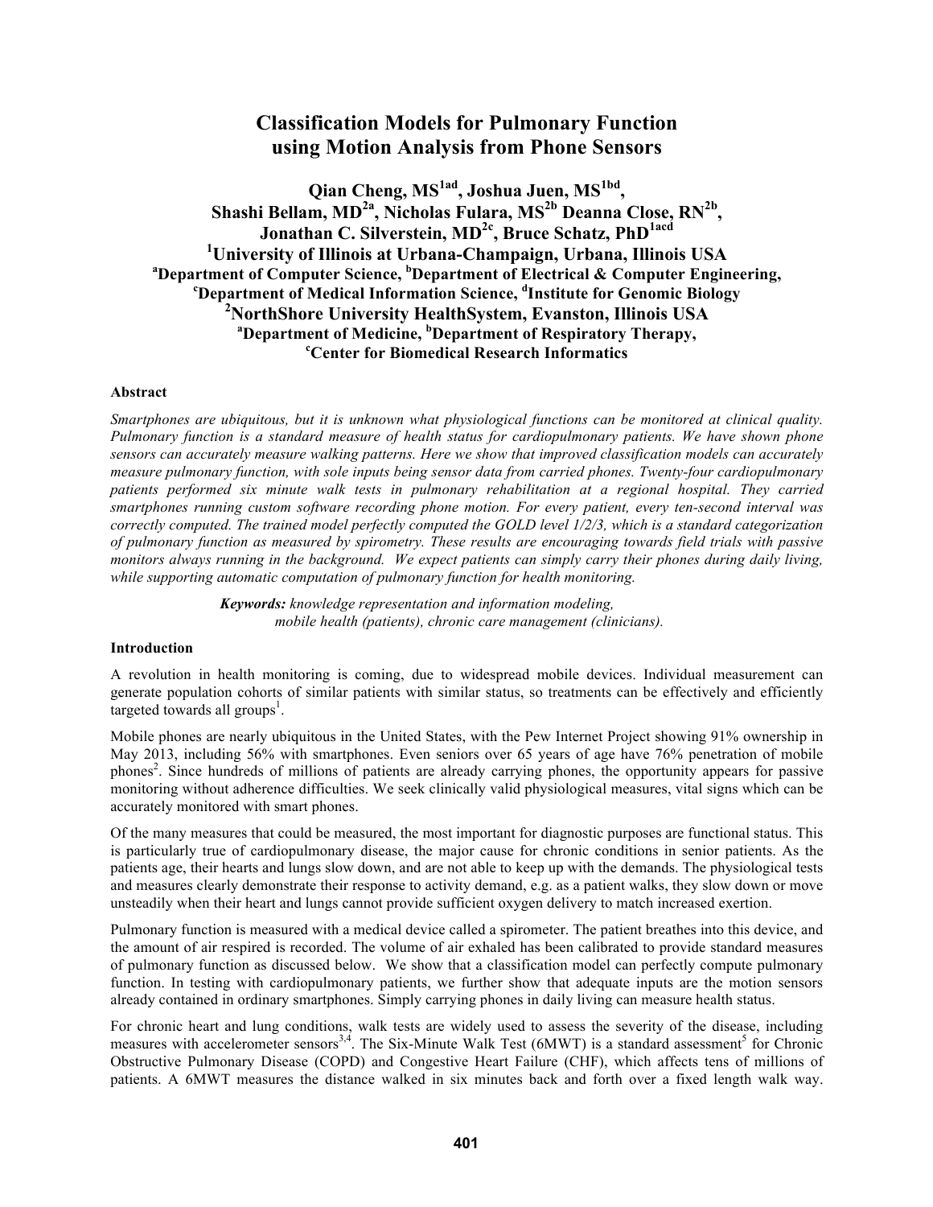# Classification Models for Pulmonary Function using Motion Analysis from Phone Sensors

**Qian Cheng, MS[1ad], Joshua Juen, MS[1bd], Shashi Bellam, MD[2a], Nicholas Fulara, MS[2b] Deanna Close, RN[2b], Jonathan C. Silverstein, MD[2c], Bruce Schatz, PhD[1acd]**

**[1]University of Illinois at Urbana-Champaign, Urbana, Illinois USA**
**[a]Department of Computer Science, [b]Department of Electrical & Computer Engineering, [c]Department of Medical Information Science, [d]Institute for Genomic Biology**
**[2]NorthShore University HealthSystem, Evanston, Illinois USA**
**[a]Department of Medicine, [b]Department of Respiratory Therapy, [c]Center for Biomedical Research Informatics**

## Abstract

*Smartphones are ubiquitous, but it is unknown what physiological functions can be monitored at clinical quality. Pulmonary function is a standard measure of health status for cardiopulmonary patients. We have shown phone sensors can accurately measure walking patterns. Here we show that improved classification models can accurately measure pulmonary function, with sole inputs being sensor data from carried phones. Twenty-four cardiopulmonary patients performed six minute walk tests in pulmonary rehabilitation at a regional hospital. They carried smartphones running custom software recording phone motion. For every patient, every ten-second interval was correctly computed. The trained model perfectly computed the GOLD level 1/2/3, which is a standard categorization of pulmonary function as measured by spirometry. These results are encouraging towards field trials with passive monitors always running in the background. We expect patients can simply carry their phones during daily living, while supporting automatic computation of pulmonary function for health monitoring.*

***Keywords:*** *knowledge representation and information modeling, mobile health (patients), chronic care management (clinicians).*

## Introduction

A revolution in health monitoring is coming, due to widespread mobile devices. Individual measurement can generate population cohorts of similar patients with similar status, so treatments can be effectively and efficiently targeted towards all groups[1].

Mobile phones are nearly ubiquitous in the United States, with the Pew Internet Project showing 91% ownership in May 2013, including 56% with smartphones. Even seniors over 65 years of age have 76% penetration of mobile phones[2]. Since hundreds of millions of patients are already carrying phones, the opportunity appears for passive monitoring without adherence difficulties. We seek clinically valid physiological measures, vital signs which can be accurately monitored with smart phones.

Of the many measures that could be measured, the most important for diagnostic purposes are functional status. This is particularly true of cardiopulmonary disease, the major cause for chronic conditions in senior patients. As the patients age, their hearts and lungs slow down, and are not able to keep up with the demands. The physiological tests and measures clearly demonstrate their response to activity demand, e.g. as a patient walks, they slow down or move unsteadily when their heart and lungs cannot provide sufficient oxygen delivery to match increased exertion.

Pulmonary function is measured with a medical device called a spirometer. The patient breathes into this device, and the amount of air respired is recorded. The volume of air exhaled has been calibrated to provide standard measures of pulmonary function as discussed below. We show that a classification model can perfectly compute pulmonary function. In testing with cardiopulmonary patients, we further show that adequate inputs are the motion sensors already contained in ordinary smartphones. Simply carrying phones in daily living can measure health status.

For chronic heart and lung conditions, walk tests are widely used to assess the severity of the disease, including measures with accelerometer sensors[3,4]. The Six-Minute Walk Test (6MWT) is a standard assessment[5] for Chronic Obstructive Pulmonary Disease (COPD) and Congestive Heart Failure (CHF), which affects tens of millions of patients. A 6MWT measures the distance walked in six minutes back and forth over a fixed length walk way.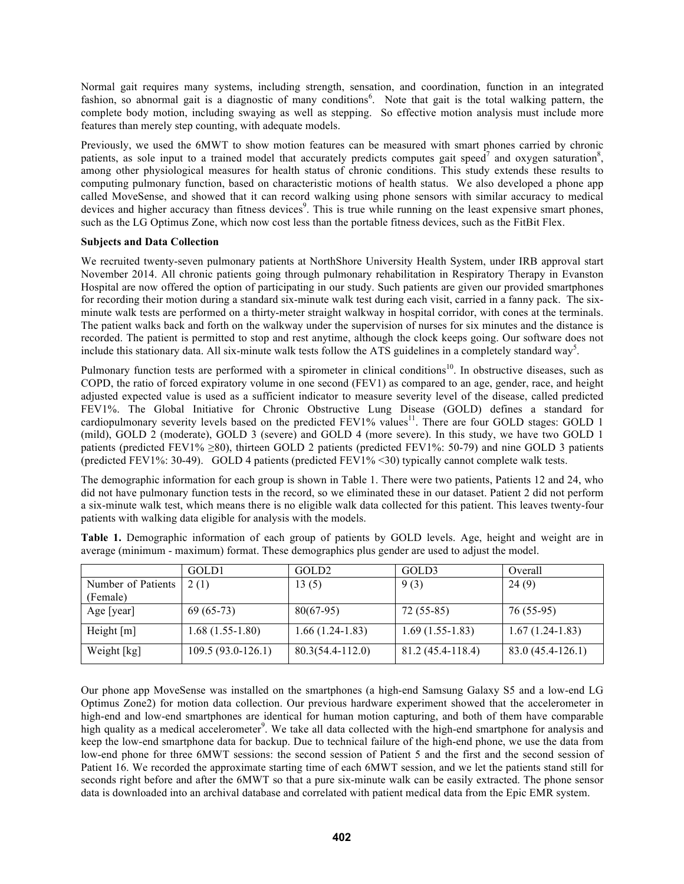Normal gait requires many systems, including strength, sensation, and coordination, function in an integrated fashion, so abnormal gait is a diagnostic of many conditions[6]. Note that gait is the total walking pattern, the complete body motion, including swaying as well as stepping. So effective motion analysis must include more features than merely step counting, with adequate models.

Previously, we used the 6MWT to show motion features can be measured with smart phones carried by chronic patients, as sole input to a trained model that accurately predicts computes gait speed[7] and oxygen saturation[8], among other physiological measures for health status of chronic conditions. This study extends these results to computing pulmonary function, based on characteristic motions of health status. We also developed a phone app called MoveSense, and showed that it can record walking using phone sensors with similar accuracy to medical devices and higher accuracy than fitness devices[9]. This is true while running on the least expensive smart phones, such as the LG Optimus Zone, which now cost less than the portable fitness devices, such as the FitBit Flex.

**Subjects and Data Collection**

We recruited twenty-seven pulmonary patients at NorthShore University Health System, under IRB approval start November 2014. All chronic patients going through pulmonary rehabilitation in Respiratory Therapy in Evanston Hospital are now offered the option of participating in our study. Such patients are given our provided smartphones for recording their motion during a standard six-minute walk test during each visit, carried in a fanny pack. The six-minute walk tests are performed on a thirty-meter straight walkway in hospital corridor, with cones at the terminals. The patient walks back and forth on the walkway under the supervision of nurses for six minutes and the distance is recorded. The patient is permitted to stop and rest anytime, although the clock keeps going. Our software does not include this stationary data. All six-minute walk tests follow the ATS guidelines in a completely standard way[5].

Pulmonary function tests are performed with a spirometer in clinical conditions[10]. In obstructive diseases, such as COPD, the ratio of forced expiratory volume in one second (FEV1) as compared to an age, gender, race, and height adjusted expected value is used as a sufficient indicator to measure severity level of the disease, called predicted FEV1%. The Global Initiative for Chronic Obstructive Lung Disease (GOLD) defines a standard for cardiopulmonary severity levels based on the predicted FEV1% values[11]. There are four GOLD stages: GOLD 1 (mild), GOLD 2 (moderate), GOLD 3 (severe) and GOLD 4 (more severe). In this study, we have two GOLD 1 patients (predicted FEV1% ≥80), thirteen GOLD 2 patients (predicted FEV1%: 50-79) and nine GOLD 3 patients (predicted FEV1%: 30-49). GOLD 4 patients (predicted FEV1% <30) typically cannot complete walk tests.

The demographic information for each group is shown in Table 1. There were two patients, Patients 12 and 24, who did not have pulmonary function tests in the record, so we eliminated these in our dataset. Patient 2 did not perform a six-minute walk test, which means there is no eligible walk data collected for this patient. This leaves twenty-four patients with walking data eligible for analysis with the models.

**Table 1.** Demographic information of each group of patients by GOLD levels. Age, height and weight are in average (minimum - maximum) format. These demographics plus gender are used to adjust the model.

| | GOLD1 | GOLD2 | GOLD3 | Overall |
|---|---|---|---|---|
| Number of Patients (Female) | 2 (1) | 13 (5) | 9 (3) | 24 (9) |
| Age [year] | 69 (65-73) | 80(67-95) | 72 (55-85) | 76 (55-95) |
| Height [m] | 1.68 (1.55-1.80) | 1.66 (1.24-1.83) | 1.69 (1.55-1.83) | 1.67 (1.24-1.83) |
| Weight [kg] | 109.5 (93.0-126.1) | 80.3(54.4-112.0) | 81.2 (45.4-118.4) | 83.0 (45.4-126.1) |

Our phone app MoveSense was installed on the smartphones (a high-end Samsung Galaxy S5 and a low-end LG Optimus Zone2) for motion data collection. Our previous hardware experiment showed that the accelerometer in high-end and low-end smartphones are identical for human motion capturing, and both of them have comparable high quality as a medical accelerometer[9]. We take all data collected with the high-end smartphone for analysis and keep the low-end smartphone data for backup. Due to technical failure of the high-end phone, we use the data from low-end phone for three 6MWT sessions: the second session of Patient 5 and the first and the second session of Patient 16. We recorded the approximate starting time of each 6MWT session, and we let the patients stand still for seconds right before and after the 6MWT so that a pure six-minute walk can be easily extracted. The phone sensor data is downloaded into an archival database and correlated with patient medical data from the Epic EMR system.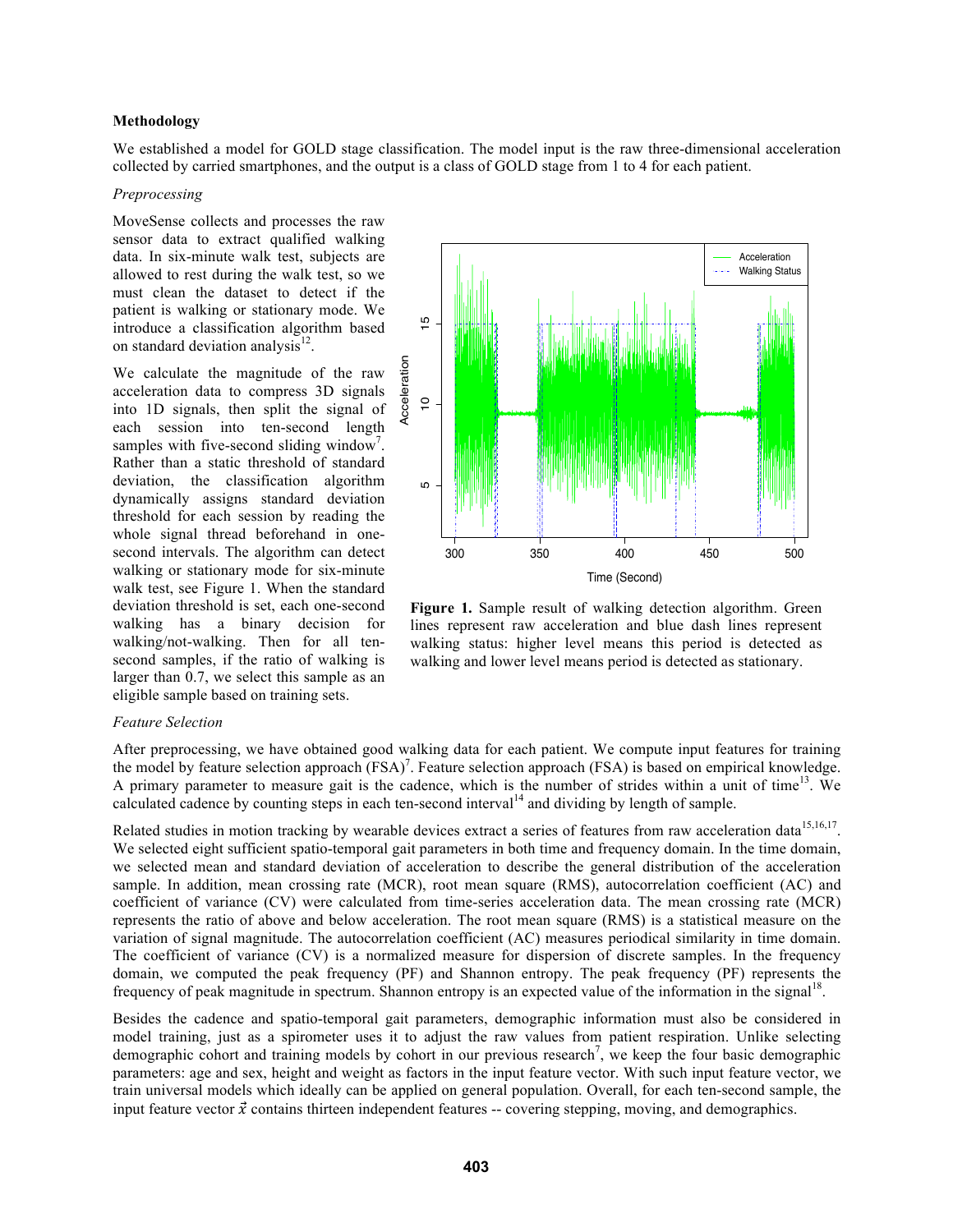**Methodology**

We established a model for GOLD stage classification. The model input is the raw three-dimensional acceleration collected by carried smartphones, and the output is a class of GOLD stage from 1 to 4 for each patient.

*Preprocessing*

MoveSense collects and processes the raw sensor data to extract qualified walking data. In six-minute walk test, subjects are allowed to rest during the walk test, so we must clean the dataset to detect if the patient is walking or stationary mode. We introduce a classification algorithm based on standard deviation analysis[12].

We calculate the magnitude of the raw acceleration data to compress 3D signals into 1D signals, then split the signal of each session into ten-second length samples with five-second sliding window[7]. Rather than a static threshold of standard deviation, the classification algorithm dynamically assigns standard deviation threshold for each session by reading the whole signal thread beforehand in one-second intervals. The algorithm can detect walking or stationary mode for six-minute walk test, see Figure 1. When the standard deviation threshold is set, each one-second walking has a binary decision for walking/not-walking. Then for all ten-second samples, if the ratio of walking is larger than 0.7, we select this sample as an eligible sample based on training sets.

**Figure 1.** Sample result of walking detection algorithm. Green lines represent raw acceleration and blue dash lines represent walking status: higher level means this period is detected as walking and lower level means period is detected as stationary.

*Feature Selection*

After preprocessing, we have obtained good walking data for each patient. We compute input features for training the model by feature selection approach (FSA)[7]. Feature selection approach (FSA) is based on empirical knowledge. A primary parameter to measure gait is the cadence, which is the number of strides within a unit of time[13]. We calculated cadence by counting steps in each ten-second interval[14] and dividing by length of sample.

Related studies in motion tracking by wearable devices extract a series of features from raw acceleration data[15,16,17]. We selected eight sufficient spatio-temporal gait parameters in both time and frequency domain. In the time domain, we selected mean and standard deviation of acceleration to describe the general distribution of the acceleration sample. In addition, mean crossing rate (MCR), root mean square (RMS), autocorrelation coefficient (AC) and coefficient of variance (CV) were calculated from time-series acceleration data. The mean crossing rate (MCR) represents the ratio of above and below acceleration. The root mean square (RMS) is a statistical measure on the variation of signal magnitude. The autocorrelation coefficient (AC) measures periodical similarity in time domain. The coefficient of variance (CV) is a normalized measure for dispersion of discrete samples. In the frequency domain, we computed the peak frequency (PF) and Shannon entropy. The peak frequency (PF) represents the frequency of peak magnitude in spectrum. Shannon entropy is an expected value of the information in the signal[18].

Besides the cadence and spatio-temporal gait parameters, demographic information must also be considered in model training, just as a spirometer uses it to adjust the raw values from patient respiration. Unlike selecting demographic cohort and training models by cohort in our previous research[7], we keep the four basic demographic parameters: age and sex, height and weight as factors in the input feature vector. With such input feature vector, we train universal models which ideally can be applied on general population. Overall, for each ten-second sample, the input feature vector $\vec{x}$ contains thirteen independent features -- covering stepping, moving, and demographics.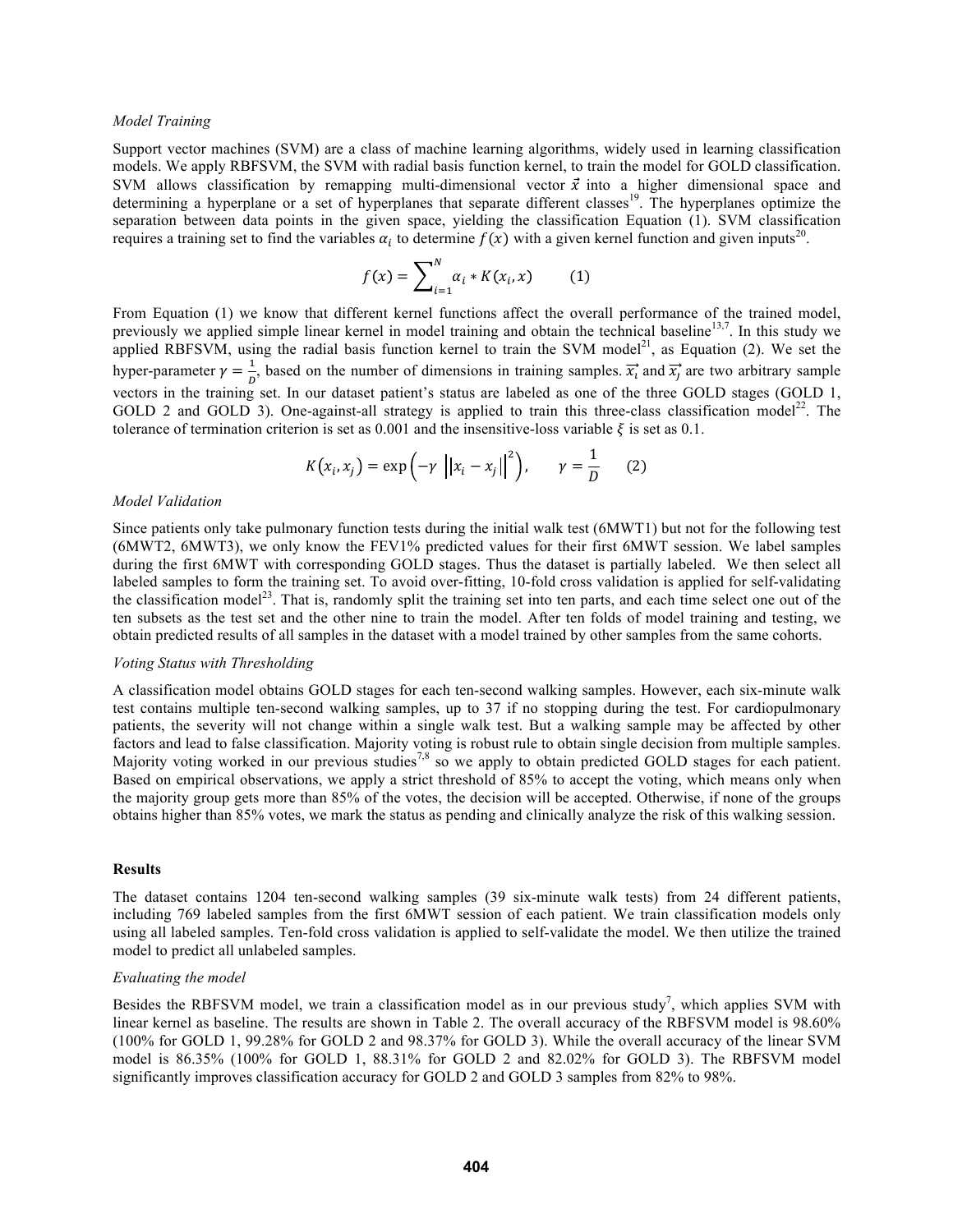*Model Training*

Support vector machines (SVM) are a class of machine learning algorithms, widely used in learning classification models. We apply RBFSVM, the SVM with radial basis function kernel, to train the model for GOLD classification. SVM allows classification by remapping multi-dimensional vector $\vec{x}$ into a higher dimensional space and determining a hyperplane or a set of hyperplanes that separate different classes[19]. The hyperplanes optimize the separation between data points in the given space, yielding the classification Equation (1). SVM classification requires a training set to find the variables $\alpha_i$ to determine $f(x)$ with a given kernel function and given inputs[20].

$$f(x) = \sum_{i=1}^{N} \alpha_i * K(x_i, x) \qquad (1)$$

From Equation (1) we know that different kernel functions affect the overall performance of the trained model, previously we applied simple linear kernel in model training and obtain the technical baseline[13,7]. In this study we applied RBFSVM, using the radial basis function kernel to train the SVM model[21], as Equation (2). We set the hyper-parameter $\gamma = \frac{1}{D}$, based on the number of dimensions in training samples. $\vec{x_i}$ and $\vec{x_j}$ are two arbitrary sample vectors in the training set. In our dataset patient's status are labeled as one of the three GOLD stages (GOLD 1, GOLD 2 and GOLD 3). One-against-all strategy is applied to train this three-class classification model[22]. The tolerance of termination criterion is set as 0.001 and the insensitive-loss variable $\xi$ is set as 0.1.

$$K(x_i, x_j) = \exp\left(-\gamma \left\|x_i - x_j\right\|^2\right), \qquad \gamma = \frac{1}{D} \qquad (2)$$

*Model Validation*

Since patients only take pulmonary function tests during the initial walk test (6MWT1) but not for the following test (6MWT2, 6MWT3), we only know the FEV1% predicted values for their first 6MWT session. We label samples during the first 6MWT with corresponding GOLD stages. Thus the dataset is partially labeled. We then select all labeled samples to form the training set. To avoid over-fitting, 10-fold cross validation is applied for self-validating the classification model[23]. That is, randomly split the training set into ten parts, and each time select one out of the ten subsets as the test set and the other nine to train the model. After ten folds of model training and testing, we obtain predicted results of all samples in the dataset with a model trained by other samples from the same cohorts.

*Voting Status with Thresholding*

A classification model obtains GOLD stages for each ten-second walking samples. However, each six-minute walk test contains multiple ten-second walking samples, up to 37 if no stopping during the test. For cardiopulmonary patients, the severity will not change within a single walk test. But a walking sample may be affected by other factors and lead to false classification. Majority voting is robust rule to obtain single decision from multiple samples. Majority voting worked in our previous studies[7,8] so we apply to obtain predicted GOLD stages for each patient. Based on empirical observations, we apply a strict threshold of 85% to accept the voting, which means only when the majority group gets more than 85% of the votes, the decision will be accepted. Otherwise, if none of the groups obtains higher than 85% votes, we mark the status as pending and clinically analyze the risk of this walking session.

**Results**

The dataset contains 1204 ten-second walking samples (39 six-minute walk tests) from 24 different patients, including 769 labeled samples from the first 6MWT session of each patient. We train classification models only using all labeled samples. Ten-fold cross validation is applied to self-validate the model. We then utilize the trained model to predict all unlabeled samples.

*Evaluating the model*

Besides the RBFSVM model, we train a classification model as in our previous study[7], which applies SVM with linear kernel as baseline. The results are shown in Table 2. The overall accuracy of the RBFSVM model is 98.60% (100% for GOLD 1, 99.28% for GOLD 2 and 98.37% for GOLD 3). While the overall accuracy of the linear SVM model is 86.35% (100% for GOLD 1, 88.31% for GOLD 2 and 82.02% for GOLD 3). The RBFSVM model significantly improves classification accuracy for GOLD 2 and GOLD 3 samples from 82% to 98%.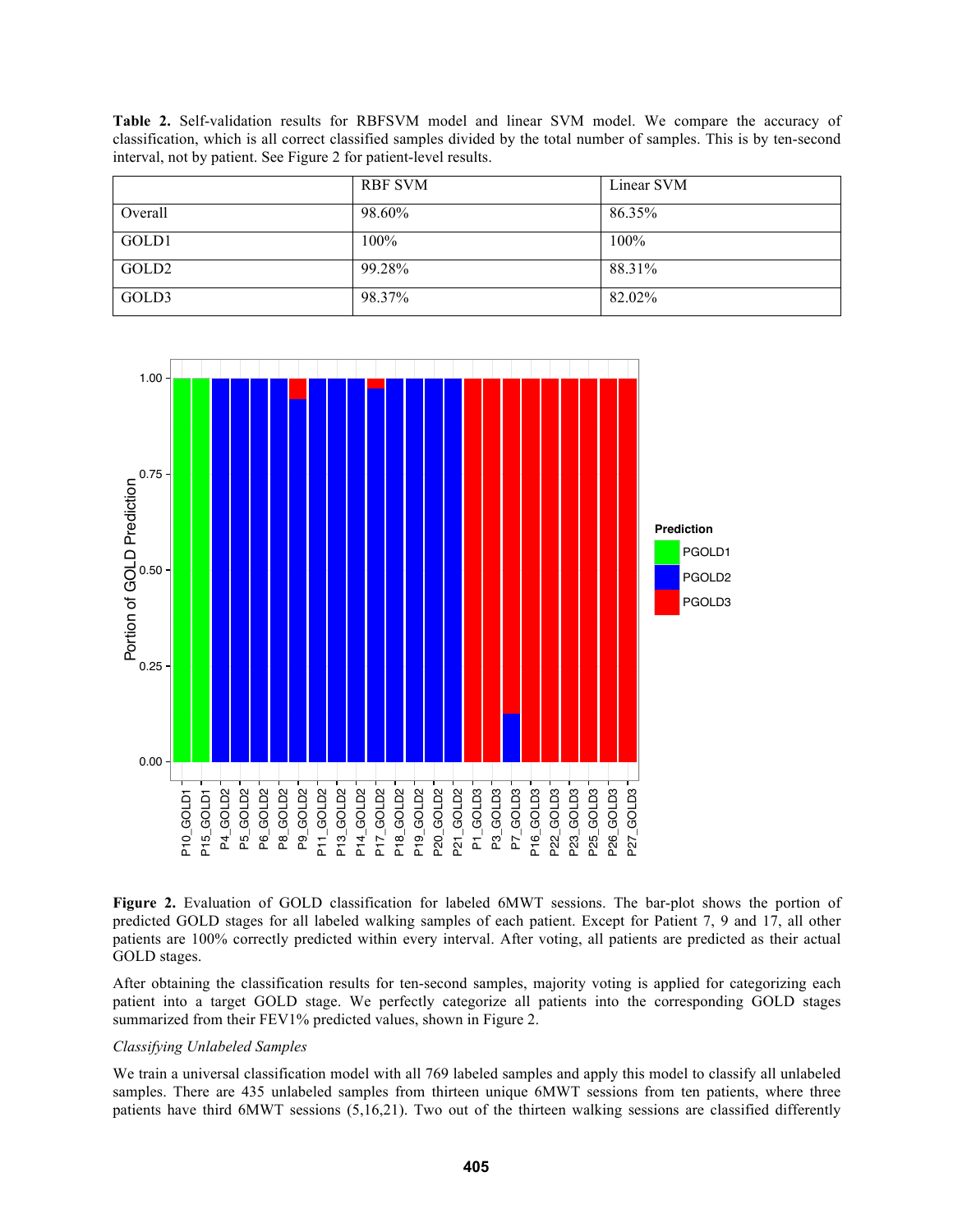**Table 2.** Self-validation results for RBFSVM model and linear SVM model. We compare the accuracy of classification, which is all correct classified samples divided by the total number of samples. This is by ten-second interval, not by patient. See Figure 2 for patient-level results.

| | RBF SVM | Linear SVM |
|---|---|---|
| Overall | 98.60% | 86.35% |
| GOLD1 | 100% | 100% |
| GOLD2 | 99.28% | 88.31% |
| GOLD3 | 98.37% | 82.02% |

**Figure 2.** Evaluation of GOLD classification for labeled 6MWT sessions. The bar-plot shows the portion of predicted GOLD stages for all labeled walking samples of each patient. Except for Patient 7, 9 and 17, all other patients are 100% correctly predicted within every interval. After voting, all patients are predicted as their actual GOLD stages.

After obtaining the classification results for ten-second samples, majority voting is applied for categorizing each patient into a target GOLD stage. We perfectly categorize all patients into the corresponding GOLD stages summarized from their FEV1% predicted values, shown in Figure 2.

*Classifying Unlabeled Samples*

We train a universal classification model with all 769 labeled samples and apply this model to classify all unlabeled samples. There are 435 unlabeled samples from thirteen unique 6MWT sessions from ten patients, where three patients have third 6MWT sessions (5,16,21). Two out of the thirteen walking sessions are classified differently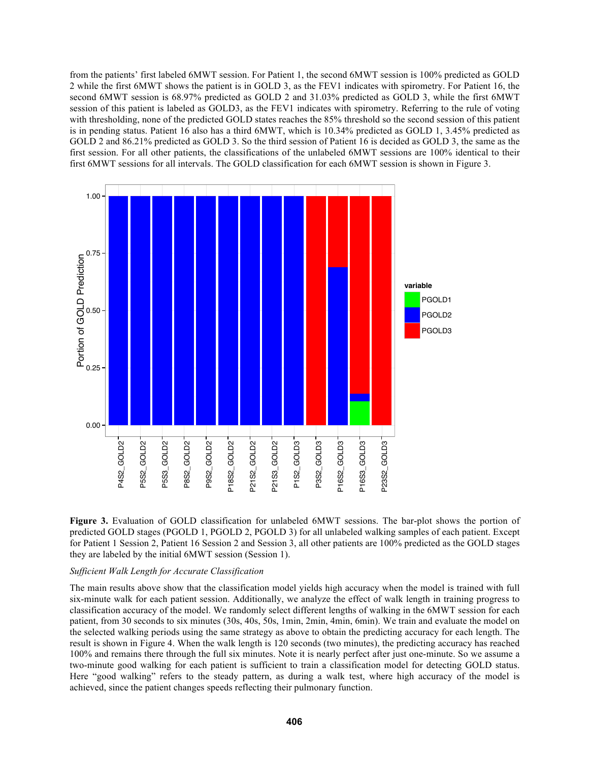from the patients' first labeled 6MWT session. For Patient 1, the second 6MWT session is 100% predicted as GOLD 2 while the first 6MWT shows the patient is in GOLD 3, as the FEV1 indicates with spirometry. For Patient 16, the second 6MWT session is 68.97% predicted as GOLD 2 and 31.03% predicted as GOLD 3, while the first 6MWT session of this patient is labeled as GOLD3, as the FEV1 indicates with spirometry. Referring to the rule of voting with thresholding, none of the predicted GOLD states reaches the 85% threshold so the second session of this patient is in pending status. Patient 16 also has a third 6MWT, which is 10.34% predicted as GOLD 1, 3.45% predicted as GOLD 2 and 86.21% predicted as GOLD 3. So the third session of Patient 16 is decided as GOLD 3, the same as the first session. For all other patients, the classifications of the unlabeled 6MWT sessions are 100% identical to their first 6MWT sessions for all intervals. The GOLD classification for each 6MWT session is shown in Figure 3.

**Figure 3.** Evaluation of GOLD classification for unlabeled 6MWT sessions. The bar-plot shows the portion of predicted GOLD stages (PGOLD 1, PGOLD 2, PGOLD 3) for all unlabeled walking samples of each patient. Except for Patient 1 Session 2, Patient 16 Session 2 and Session 3, all other patients are 100% predicted as the GOLD stages they are labeled by the initial 6MWT session (Session 1).

*Sufficient Walk Length for Accurate Classification*

The main results above show that the classification model yields high accuracy when the model is trained with full six-minute walk for each patient session. Additionally, we analyze the effect of walk length in training progress to classification accuracy of the model. We randomly select different lengths of walking in the 6MWT session for each patient, from 30 seconds to six minutes (30s, 40s, 50s, 1min, 2min, 4min, 6min). We train and evaluate the model on the selected walking periods using the same strategy as above to obtain the predicting accuracy for each length. The result is shown in Figure 4. When the walk length is 120 seconds (two minutes), the predicting accuracy has reached 100% and remains there through the full six minutes. Note it is nearly perfect after just one-minute. So we assume a two-minute good walking for each patient is sufficient to train a classification model for detecting GOLD status. Here "good walking" refers to the steady pattern, as during a walk test, where high accuracy of the model is achieved, since the patient changes speeds reflecting their pulmonary function.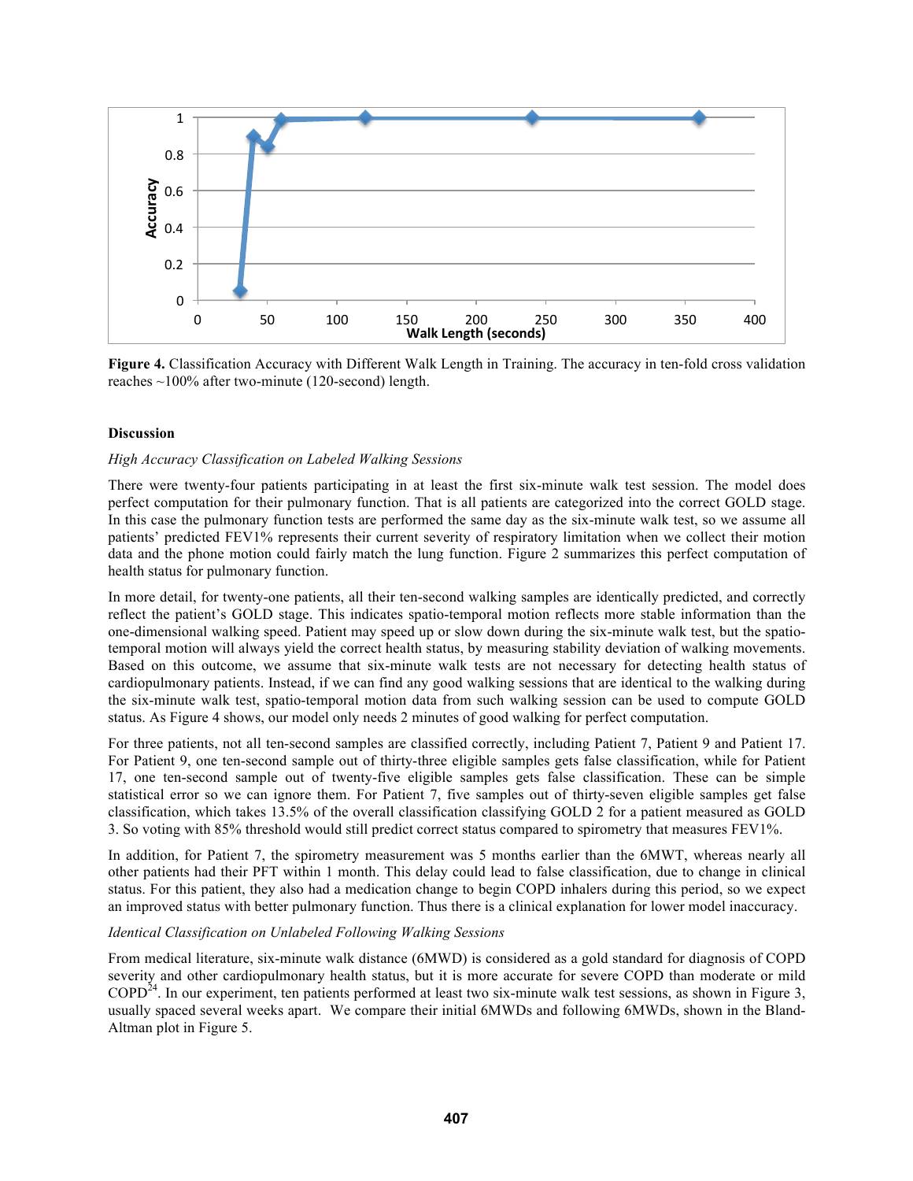**Figure 4.** Classification Accuracy with Different Walk Length in Training. The accuracy in ten-fold cross validation reaches ~100% after two-minute (120-second) length.

### Discussion

*High Accuracy Classification on Labeled Walking Sessions*

There were twenty-four patients participating in at least the first six-minute walk test session. The model does perfect computation for their pulmonary function. That is all patients are categorized into the correct GOLD stage. In this case the pulmonary function tests are performed the same day as the six-minute walk test, so we assume all patients' predicted FEV1% represents their current severity of respiratory limitation when we collect their motion data and the phone motion could fairly match the lung function. Figure 2 summarizes this perfect computation of health status for pulmonary function.

In more detail, for twenty-one patients, all their ten-second walking samples are identically predicted, and correctly reflect the patient's GOLD stage. This indicates spatio-temporal motion reflects more stable information than the one-dimensional walking speed. Patient may speed up or slow down during the six-minute walk test, but the spatio-temporal motion will always yield the correct health status, by measuring stability deviation of walking movements. Based on this outcome, we assume that six-minute walk tests are not necessary for detecting health status of cardiopulmonary patients. Instead, if we can find any good walking sessions that are identical to the walking during the six-minute walk test, spatio-temporal motion data from such walking session can be used to compute GOLD status. As Figure 4 shows, our model only needs 2 minutes of good walking for perfect computation.

For three patients, not all ten-second samples are classified correctly, including Patient 7, Patient 9 and Patient 17. For Patient 9, one ten-second sample out of thirty-three eligible samples gets false classification, while for Patient 17, one ten-second sample out of twenty-five eligible samples gets false classification. These can be simple statistical error so we can ignore them. For Patient 7, five samples out of thirty-seven eligible samples get false classification, which takes 13.5% of the overall classification classifying GOLD 2 for a patient measured as GOLD 3. So voting with 85% threshold would still predict correct status compared to spirometry that measures FEV1%.

In addition, for Patient 7, the spirometry measurement was 5 months earlier than the 6MWT, whereas nearly all other patients had their PFT within 1 month. This delay could lead to false classification, due to change in clinical status. For this patient, they also had a medication change to begin COPD inhalers during this period, so we expect an improved status with better pulmonary function. Thus there is a clinical explanation for lower model inaccuracy.

*Identical Classification on Unlabeled Following Walking Sessions*

From medical literature, six-minute walk distance (6MWD) is considered as a gold standard for diagnosis of COPD severity and other cardiopulmonary health status, but it is more accurate for severe COPD than moderate or mild COPD[24]. In our experiment, ten patients performed at least two six-minute walk test sessions, as shown in Figure 3, usually spaced several weeks apart. We compare their initial 6MWDs and following 6MWDs, shown in the Bland-Altman plot in Figure 5.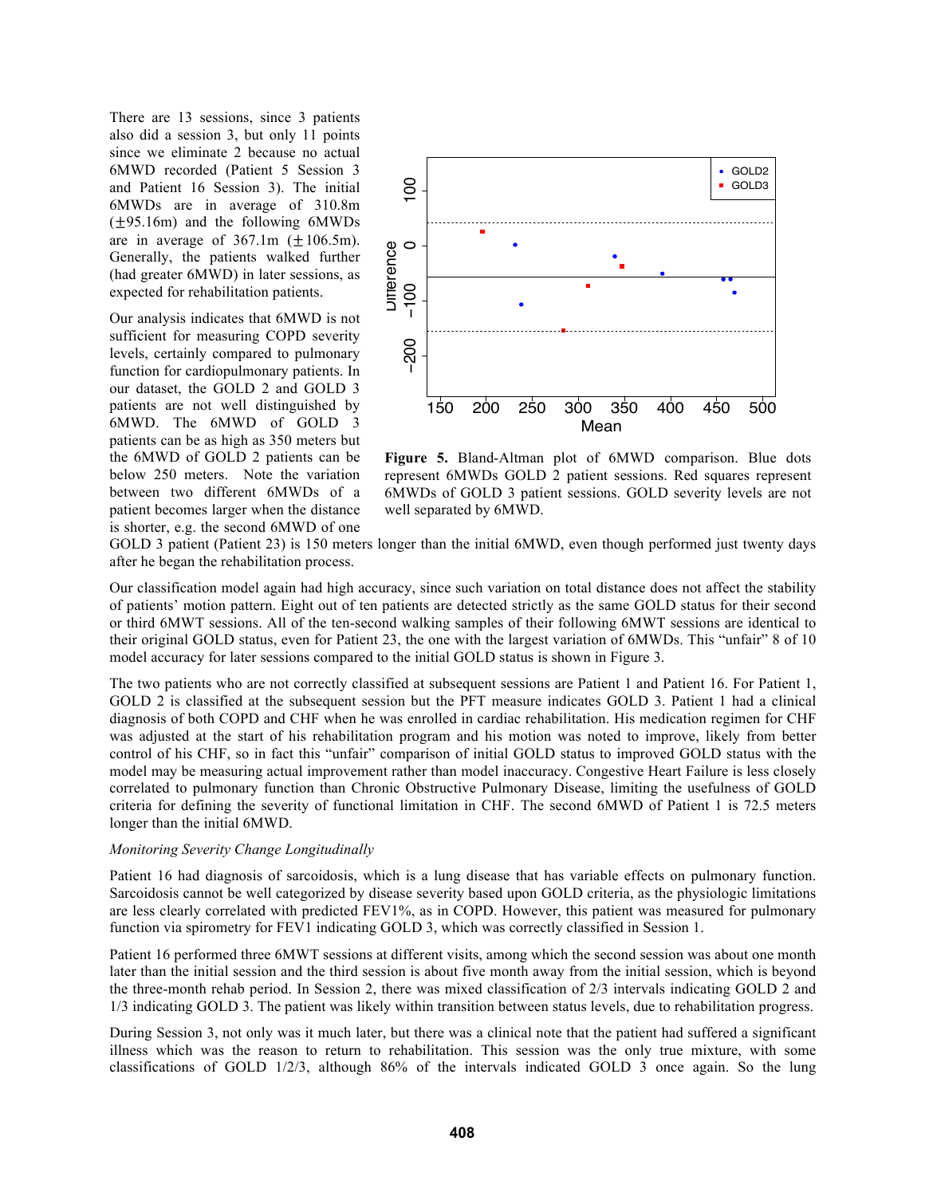There are 13 sessions, since 3 patients also did a session 3, but only 11 points since we eliminate 2 because no actual 6MWD recorded (Patient 5 Session 3 and Patient 16 Session 3). The initial 6MWDs are in average of 310.8m (±95.16m) and the following 6MWDs are in average of 367.1m (±106.5m). Generally, the patients walked further (had greater 6MWD) in later sessions, as expected for rehabilitation patients.

Our analysis indicates that 6MWD is not sufficient for measuring COPD severity levels, certainly compared to pulmonary function for cardiopulmonary patients. In our dataset, the GOLD 2 and GOLD 3 patients are not well distinguished by 6MWD. The 6MWD of GOLD 3 patients can be as high as 350 meters but the 6MWD of GOLD 2 patients can be below 250 meters. Note the variation between two different 6MWDs of a patient becomes larger when the distance is shorter, e.g. the second 6MWD of one GOLD 3 patient (Patient 23) is 150 meters longer than the initial 6MWD, even though performed just twenty days after he began the rehabilitation process.

**Figure 5.** Bland-Altman plot of 6MWD comparison. Blue dots represent 6MWDs GOLD 2 patient sessions. Red squares represent 6MWDs of GOLD 3 patient sessions. GOLD severity levels are not well separated by 6MWD.

Our classification model again had high accuracy, since such variation on total distance does not affect the stability of patients' motion pattern. Eight out of ten patients are detected strictly as the same GOLD status for their second or third 6MWT sessions. All of the ten-second walking samples of their following 6MWT sessions are identical to their original GOLD status, even for Patient 23, the one with the largest variation of 6MWDs. This "unfair" 8 of 10 model accuracy for later sessions compared to the initial GOLD status is shown in Figure 3.

The two patients who are not correctly classified at subsequent sessions are Patient 1 and Patient 16. For Patient 1, GOLD 2 is classified at the subsequent session but the PFT measure indicates GOLD 3. Patient 1 had a clinical diagnosis of both COPD and CHF when he was enrolled in cardiac rehabilitation. His medication regimen for CHF was adjusted at the start of his rehabilitation program and his motion was noted to improve, likely from better control of his CHF, so in fact this "unfair" comparison of initial GOLD status to improved GOLD status with the model may be measuring actual improvement rather than model inaccuracy. Congestive Heart Failure is less closely correlated to pulmonary function than Chronic Obstructive Pulmonary Disease, limiting the usefulness of GOLD criteria for defining the severity of functional limitation in CHF. The second 6MWD of Patient 1 is 72.5 meters longer than the initial 6MWD.

*Monitoring Severity Change Longitudinally*

Patient 16 had diagnosis of sarcoidosis, which is a lung disease that has variable effects on pulmonary function. Sarcoidosis cannot be well categorized by disease severity based upon GOLD criteria, as the physiologic limitations are less clearly correlated with predicted FEV1%, as in COPD. However, this patient was measured for pulmonary function via spirometry for FEV1 indicating GOLD 3, which was correctly classified in Session 1.

Patient 16 performed three 6MWT sessions at different visits, among which the second session was about one month later than the initial session and the third session is about five month away from the initial session, which is beyond the three-month rehab period. In Session 2, there was mixed classification of 2/3 intervals indicating GOLD 2 and 1/3 indicating GOLD 3. The patient was likely within transition between status levels, due to rehabilitation progress.

During Session 3, not only was it much later, but there was a clinical note that the patient had suffered a significant illness which was the reason to return to rehabilitation. This session was the only true mixture, with some classifications of GOLD 1/2/3, although 86% of the intervals indicated GOLD 3 once again. So the lung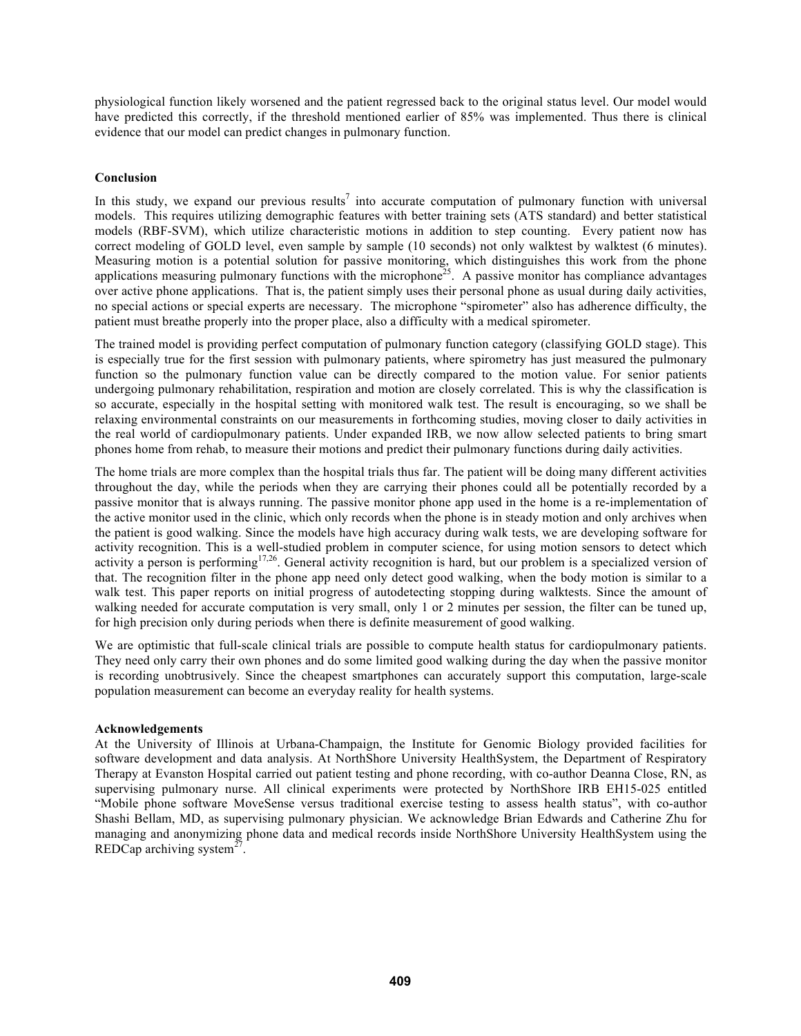physiological function likely worsened and the patient regressed back to the original status level. Our model would have predicted this correctly, if the threshold mentioned earlier of 85% was implemented. Thus there is clinical evidence that our model can predict changes in pulmonary function.

## Conclusion

In this study, we expand our previous results[7] into accurate computation of pulmonary function with universal models. This requires utilizing demographic features with better training sets (ATS standard) and better statistical models (RBF-SVM), which utilize characteristic motions in addition to step counting. Every patient now has correct modeling of GOLD level, even sample by sample (10 seconds) not only walktest by walktest (6 minutes). Measuring motion is a potential solution for passive monitoring, which distinguishes this work from the phone applications measuring pulmonary functions with the microphone[25]. A passive monitor has compliance advantages over active phone applications. That is, the patient simply uses their personal phone as usual during daily activities, no special actions or special experts are necessary. The microphone "spirometer" also has adherence difficulty, the patient must breathe properly into the proper place, also a difficulty with a medical spirometer.

The trained model is providing perfect computation of pulmonary function category (classifying GOLD stage). This is especially true for the first session with pulmonary patients, where spirometry has just measured the pulmonary function so the pulmonary function value can be directly compared to the motion value. For senior patients undergoing pulmonary rehabilitation, respiration and motion are closely correlated. This is why the classification is so accurate, especially in the hospital setting with monitored walk test. The result is encouraging, so we shall be relaxing environmental constraints on our measurements in forthcoming studies, moving closer to daily activities in the real world of cardiopulmonary patients. Under expanded IRB, we now allow selected patients to bring smart phones home from rehab, to measure their motions and predict their pulmonary functions during daily activities.

The home trials are more complex than the hospital trials thus far. The patient will be doing many different activities throughout the day, while the periods when they are carrying their phones could all be potentially recorded by a passive monitor that is always running. The passive monitor phone app used in the home is a re-implementation of the active monitor used in the clinic, which only records when the phone is in steady motion and only archives when the patient is good walking. Since the models have high accuracy during walk tests, we are developing software for activity recognition. This is a well-studied problem in computer science, for using motion sensors to detect which activity a person is performing[17,26]. General activity recognition is hard, but our problem is a specialized version of that. The recognition filter in the phone app need only detect good walking, when the body motion is similar to a walk test. This paper reports on initial progress of autodetecting stopping during walktests. Since the amount of walking needed for accurate computation is very small, only 1 or 2 minutes per session, the filter can be tuned up, for high precision only during periods when there is definite measurement of good walking.

We are optimistic that full-scale clinical trials are possible to compute health status for cardiopulmonary patients. They need only carry their own phones and do some limited good walking during the day when the passive monitor is recording unobtrusively. Since the cheapest smartphones can accurately support this computation, large-scale population measurement can become an everyday reality for health systems.

## Acknowledgements

At the University of Illinois at Urbana-Champaign, the Institute for Genomic Biology provided facilities for software development and data analysis. At NorthShore University HealthSystem, the Department of Respiratory Therapy at Evanston Hospital carried out patient testing and phone recording, with co-author Deanna Close, RN, as supervising pulmonary nurse. All clinical experiments were protected by NorthShore IRB EH15-025 entitled "Mobile phone software MoveSense versus traditional exercise testing to assess health status", with co-author Shashi Bellam, MD, as supervising pulmonary physician. We acknowledge Brian Edwards and Catherine Zhu for managing and anonymizing phone data and medical records inside NorthShore University HealthSystem using the REDCap archiving system[27].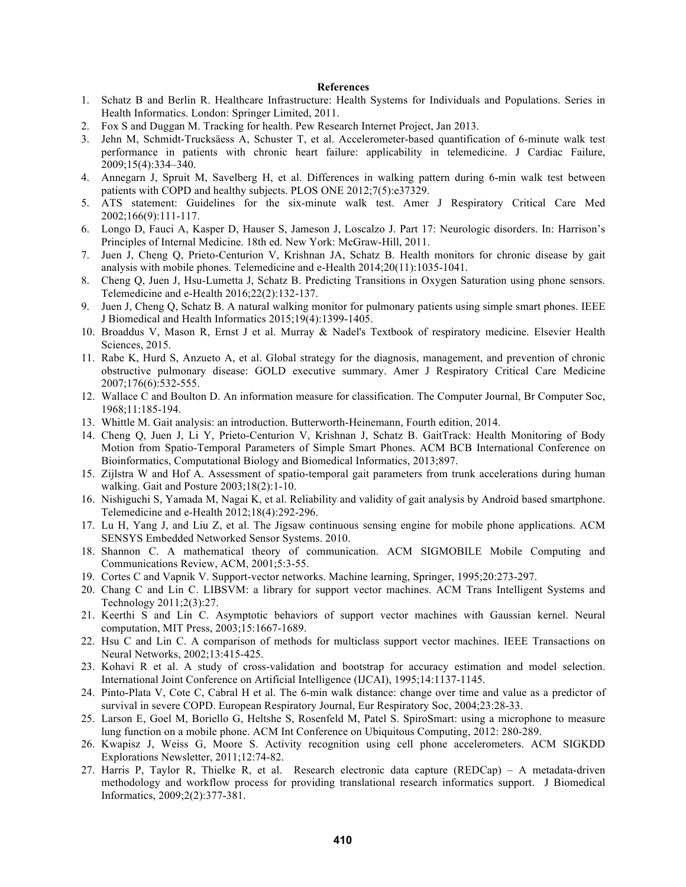**References**

1. Schatz B and Berlin R. Healthcare Infrastructure: Health Systems for Individuals and Populations. Series in Health Informatics. London: Springer Limited, 2011.
2. Fox S and Duggan M. Tracking for health. Pew Research Internet Project, Jan 2013.
3. Jehn M, Schmidt-Trucksäess A, Schuster T, et al. Accelerometer-based quantification of 6-minute walk test performance in patients with chronic heart failure: applicability in telemedicine. J Cardiac Failure, 2009;15(4):334–340.
4. Annegarn J, Spruit M, Savelberg H, et al. Differences in walking pattern during 6-min walk test between patients with COPD and healthy subjects. PLOS ONE 2012;7(5):e37329.
5. ATS statement: Guidelines for the six-minute walk test. Amer J Respiratory Critical Care Med 2002;166(9):111-117.
6. Longo D, Fauci A, Kasper D, Hauser S, Jameson J, Loscalzo J. Part 17: Neurologic disorders. In: Harrison's Principles of Internal Medicine. 18th ed. New York: McGraw-Hill, 2011.
7. Juen J, Cheng Q, Prieto-Centurion V, Krishnan JA, Schatz B. Health monitors for chronic disease by gait analysis with mobile phones. Telemedicine and e-Health 2014;20(11):1035-1041.
8. Cheng Q, Juen J, Hsu-Lumetta J, Schatz B. Predicting Transitions in Oxygen Saturation using phone sensors. Telemedicine and e-Health 2016;22(2):132-137.
9. Juen J, Cheng Q, Schatz B. A natural walking monitor for pulmonary patients using simple smart phones. IEEE J Biomedical and Health Informatics 2015;19(4):1399-1405.
10. Broaddus V, Mason R, Ernst J et al. Murray & Nadel's Textbook of respiratory medicine. Elsevier Health Sciences, 2015.
11. Rabe K, Hurd S, Anzueto A, et al. Global strategy for the diagnosis, management, and prevention of chronic obstructive pulmonary disease: GOLD executive summary. Amer J Respiratory Critical Care Medicine 2007;176(6):532-555.
12. Wallace C and Boulton D. An information measure for classification. The Computer Journal, Br Computer Soc, 1968;11:185-194.
13. Whittle M. Gait analysis: an introduction. Butterworth-Heinemann, Fourth edition, 2014.
14. Cheng Q, Juen J, Li Y, Prieto-Centurion V, Krishnan J, Schatz B. GaitTrack: Health Monitoring of Body Motion from Spatio-Temporal Parameters of Simple Smart Phones. ACM BCB International Conference on Bioinformatics, Computational Biology and Biomedical Informatics, 2013;897.
15. Zijlstra W and Hof A. Assessment of spatio-temporal gait parameters from trunk accelerations during human walking. Gait and Posture 2003;18(2):1-10.
16. Nishiguchi S, Yamada M, Nagai K, et al. Reliability and validity of gait analysis by Android based smartphone. Telemedicine and e-Health 2012;18(4):292-296.
17. Lu H, Yang J, and Liu Z, et al. The Jigsaw continuous sensing engine for mobile phone applications. ACM SENSYS Embedded Networked Sensor Systems. 2010.
18. Shannon C. A mathematical theory of communication. ACM SIGMOBILE Mobile Computing and Communications Review, ACM, 2001;5:3-55.
19. Cortes C and Vapnik V. Support-vector networks. Machine learning, Springer, 1995;20:273-297.
20. Chang C and Lin C. LIBSVM: a library for support vector machines. ACM Trans Intelligent Systems and Technology 2011;2(3):27.
21. Keerthi S and Lin C. Asymptotic behaviors of support vector machines with Gaussian kernel. Neural computation, MIT Press, 2003;15:1667-1689.
22. Hsu C and Lin C. A comparison of methods for multiclass support vector machines. IEEE Transactions on Neural Networks, 2002;13:415-425.
23. Kohavi R et al. A study of cross-validation and bootstrap for accuracy estimation and model selection. International Joint Conference on Artificial Intelligence (IJCAI), 1995;14:1137-1145.
24. Pinto-Plata V, Cote C, Cabral H et al. The 6-min walk distance: change over time and value as a predictor of survival in severe COPD. European Respiratory Journal, Eur Respiratory Soc, 2004;23:28-33.
25. Larson E, Goel M, Boriello G, Heltshe S, Rosenfeld M, Patel S. SpiroSmart: using a microphone to measure lung function on a mobile phone. ACM Int Conference on Ubiquitous Computing, 2012: 280-289.
26. Kwapisz J, Weiss G, Moore S. Activity recognition using cell phone accelerometers. ACM SIGKDD Explorations Newsletter, 2011;12:74-82.
27. Harris P, Taylor R, Thielke R, et al. Research electronic data capture (REDCap) – A metadata-driven methodology and workflow process for providing translational research informatics support. J Biomedical Informatics, 2009;2(2):377-381.